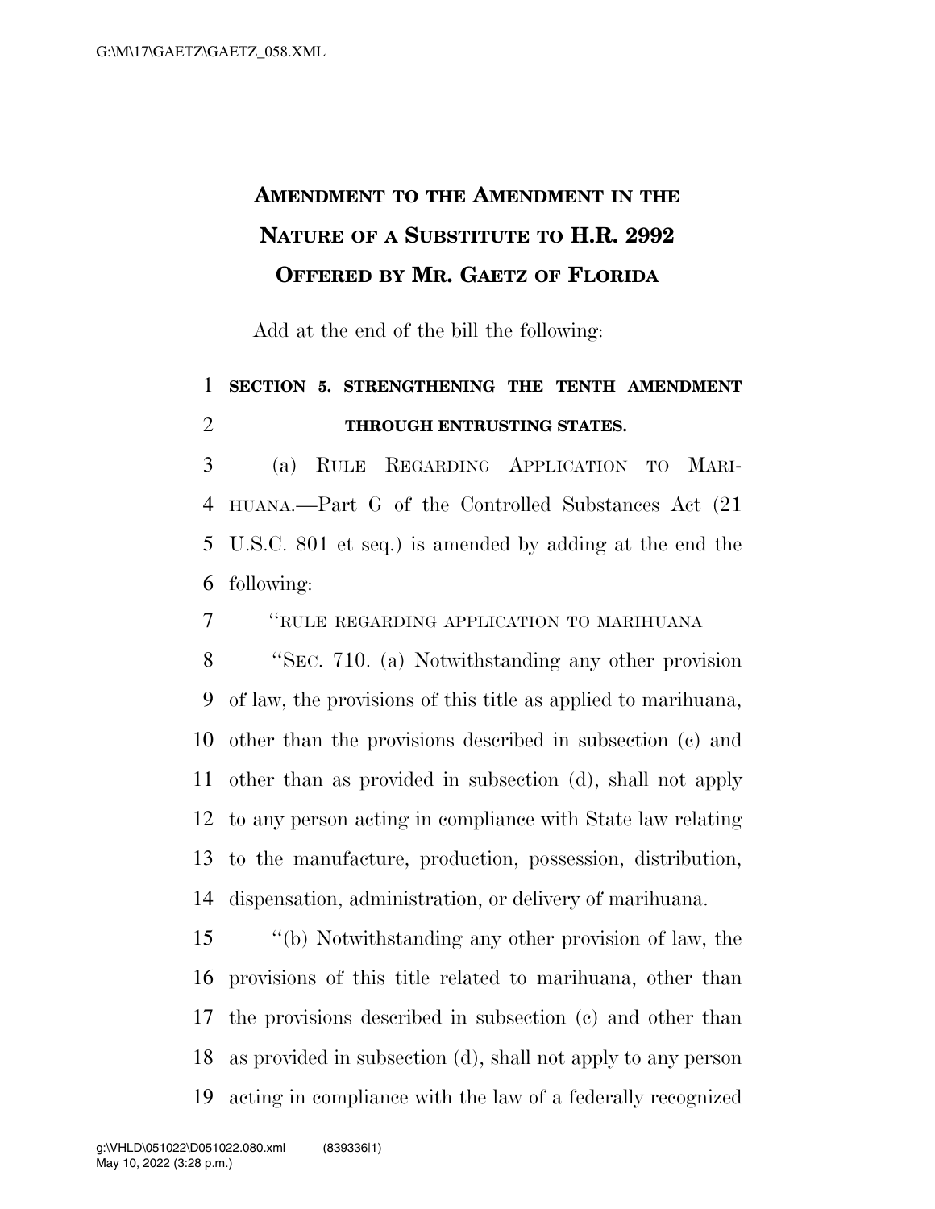# Amendment to the Amendment in the Nature of a Substitute to H.R. 2992 Offered by Mr. Gaetz of Florida

Add at the end of the bill the following:

**SECTION 5. STRENGTHENING THE TENTH AMENDMENT THROUGH ENTRUSTING STATES.**

(a) Rule Regarding Application to Marihuana.—Part G of the Controlled Substances Act (21 U.S.C. 801 et seq.) is amended by adding at the end the following:

"RULE REGARDING APPLICATION TO MARIHUANA

"Sec. 710. (a) Notwithstanding any other provision of law, the provisions of this title as applied to marihuana, other than the provisions described in subsection (c) and other than as provided in subsection (d), shall not apply to any person acting in compliance with State law relating to the manufacture, production, possession, distribution, dispensation, administration, or delivery of marihuana.

"(b) Notwithstanding any other provision of law, the provisions of this title related to marihuana, other than the provisions described in subsection (c) and other than as provided in subsection (d), shall not apply to any person acting in compliance with the law of a federally recognized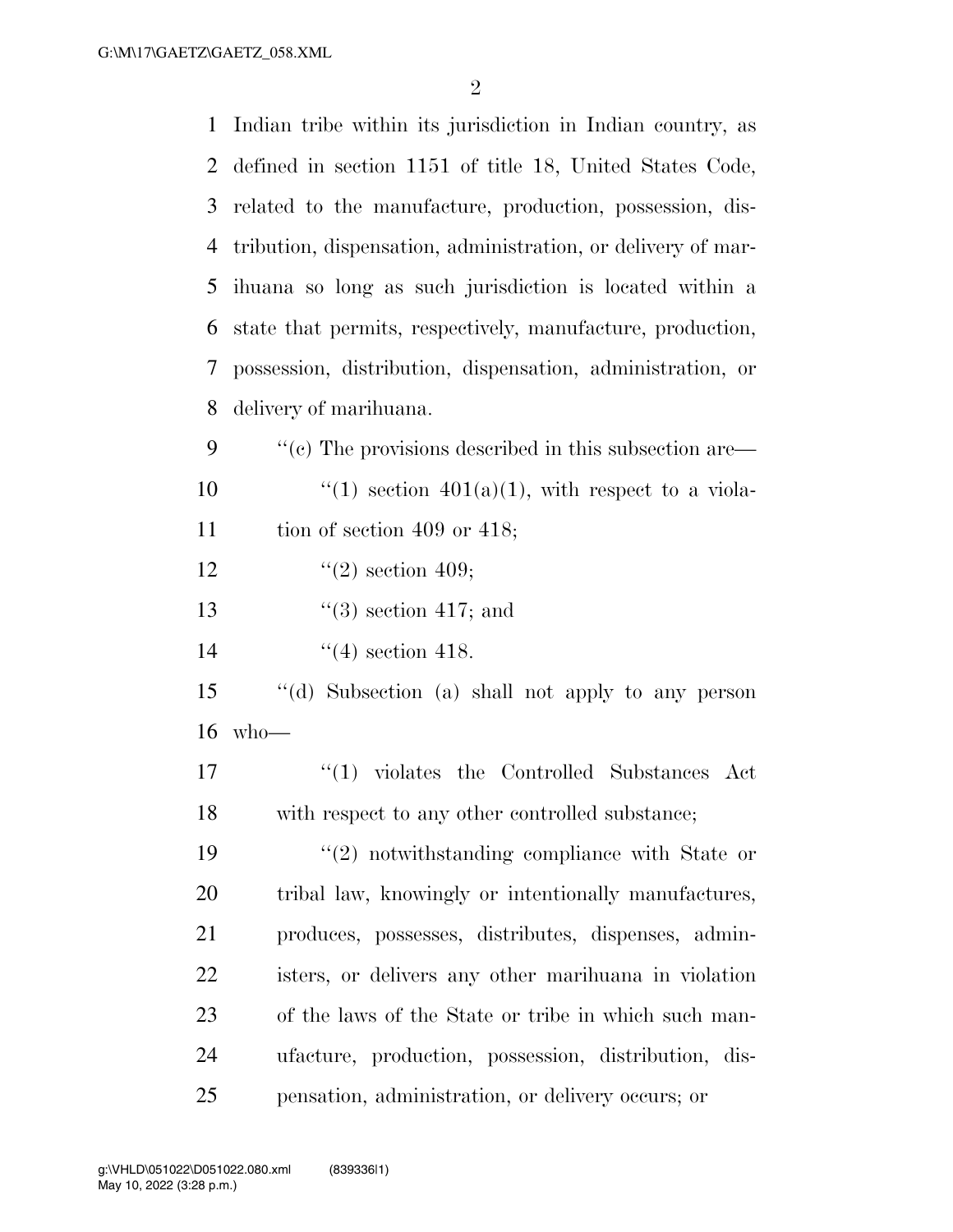Indian tribe within its jurisdiction in Indian country, as defined in section 1151 of title 18, United States Code, related to the manufacture, production, possession, distribution, dispensation, administration, or delivery of marihuana so long as such jurisdiction is located within a state that permits, respectively, manufacture, production, possession, distribution, dispensation, administration, or delivery of marihuana.

''(c) The provisions described in this subsection are—

''(1) section 401(a)(1), with respect to a violation of section 409 or 418;

''(2) section 409;

''(3) section 417; and

''(4) section 418.

''(d) Subsection (a) shall not apply to any person who—

''(1) violates the Controlled Substances Act with respect to any other controlled substance;

''(2) notwithstanding compliance with State or tribal law, knowingly or intentionally manufactures, produces, possesses, distributes, dispenses, administers, or delivers any other marihuana in violation of the laws of the State or tribe in which such manufacture, production, possession, distribution, dispensation, administration, or delivery occurs; or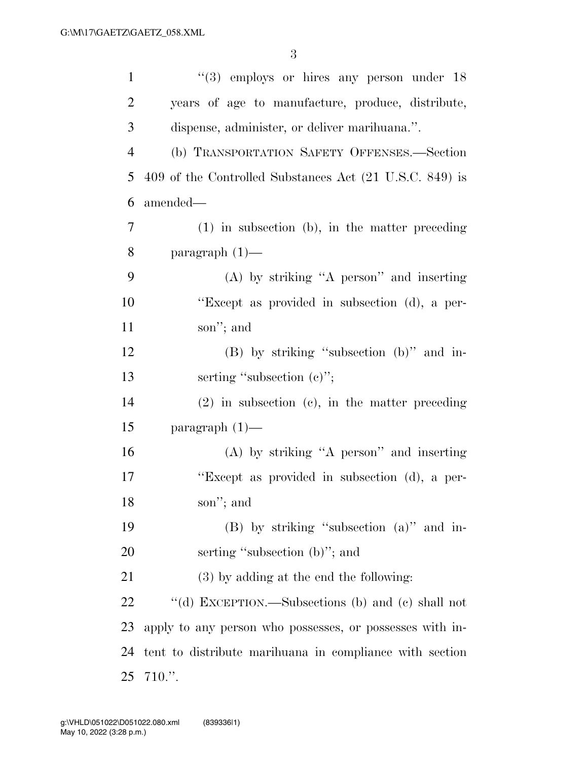"(3) employs or hires any person under 18 years of age to manufacture, produce, distribute, dispense, administer, or deliver marihuana.".

(b) TRANSPORTATION SAFETY OFFENSES.—Section 409 of the Controlled Substances Act (21 U.S.C. 849) is amended—

(1) in subsection (b), in the matter preceding paragraph (1)—

(A) by striking "A person" and inserting "Except as provided in subsection (d), a person"; and

(B) by striking "subsection (b)" and inserting "subsection (c)";

(2) in subsection (c), in the matter preceding paragraph (1)—

(A) by striking "A person" and inserting "Except as provided in subsection (d), a person"; and

(B) by striking "subsection (a)" and inserting "subsection (b)"; and

(3) by adding at the end the following:

"(d) EXCEPTION.—Subsections (b) and (c) shall not apply to any person who possesses, or possesses with intent to distribute marihuana in compliance with section 710.".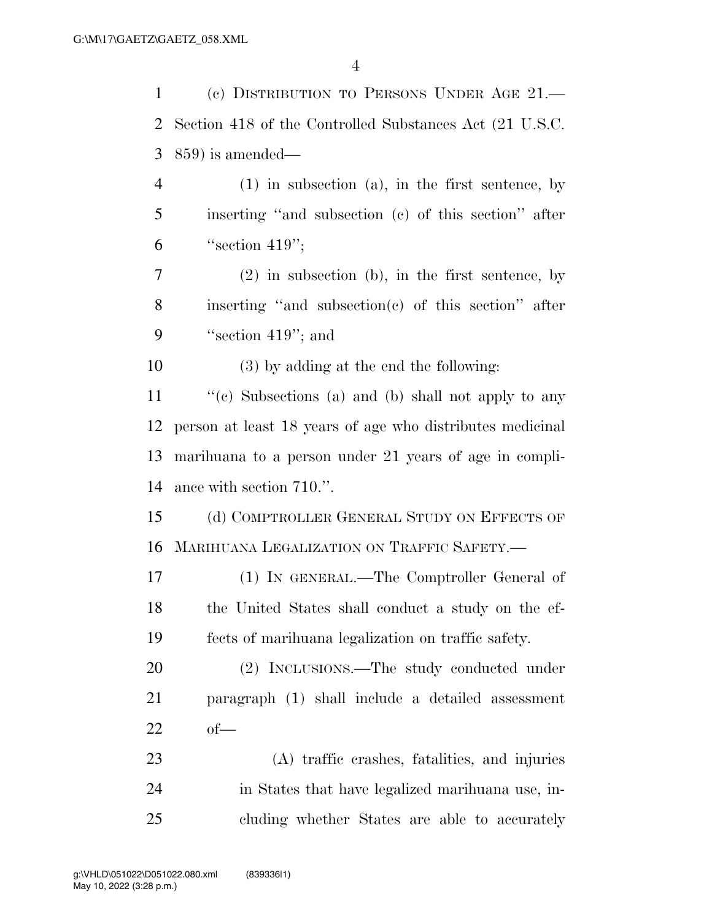(c) DISTRIBUTION TO PERSONS UNDER AGE 21.— Section 418 of the Controlled Substances Act (21 U.S.C. 859) is amended—

(1) in subsection (a), in the first sentence, by inserting ''and subsection (c) of this section'' after ''section 419'';

(2) in subsection (b), in the first sentence, by inserting ''and subsection(c) of this section'' after ''section 419''; and

(3) by adding at the end the following:

''(c) Subsections (a) and (b) shall not apply to any person at least 18 years of age who distributes medicinal marihuana to a person under 21 years of age in compliance with section 710.''.

(d) COMPTROLLER GENERAL STUDY ON EFFECTS OF MARIHUANA LEGALIZATION ON TRAFFIC SAFETY.—

(1) IN GENERAL.—The Comptroller General of the United States shall conduct a study on the effects of marihuana legalization on traffic safety.

(2) INCLUSIONS.—The study conducted under paragraph (1) shall include a detailed assessment of—

(A) traffic crashes, fatalities, and injuries in States that have legalized marihuana use, including whether States are able to accurately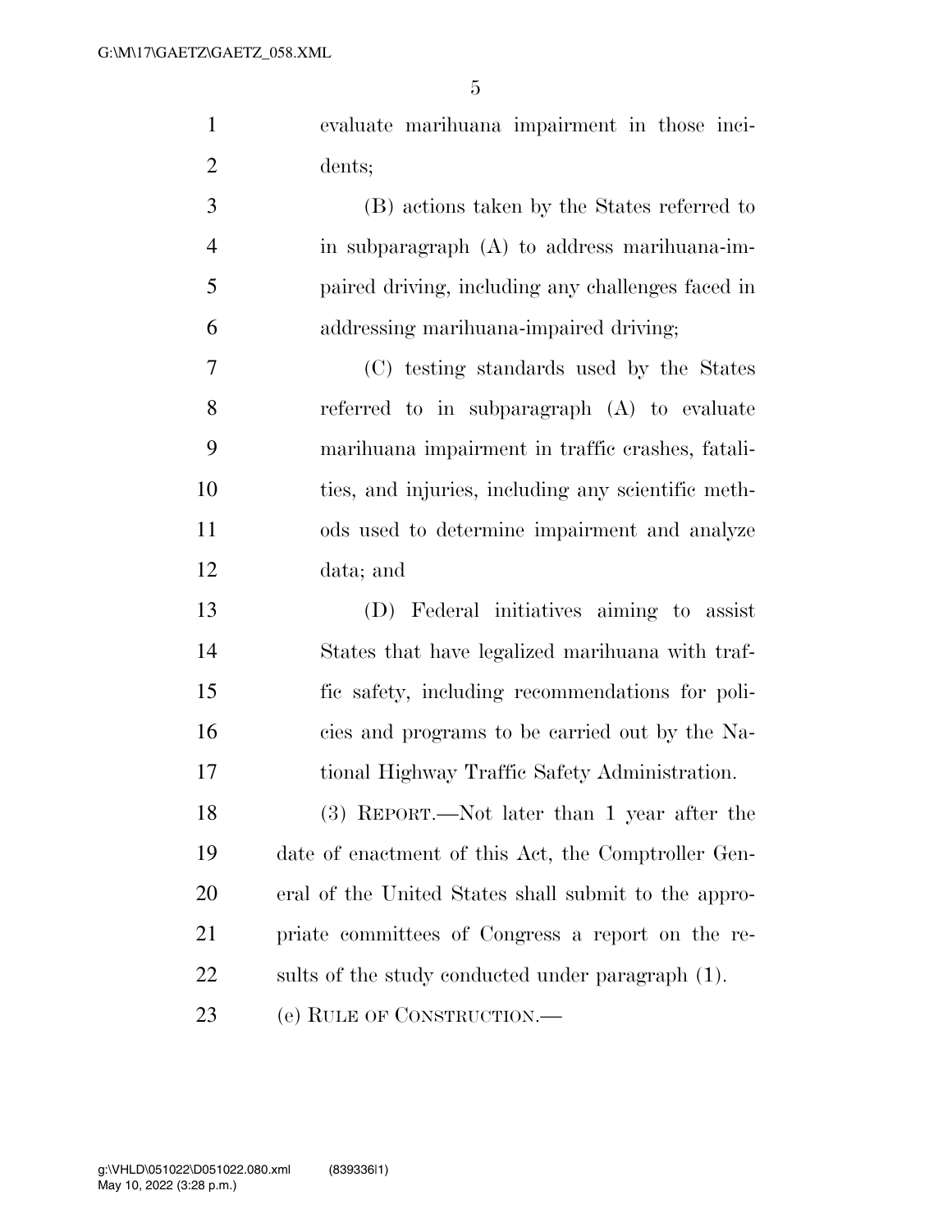evaluate marihuana impairment in those incidents;

(B) actions taken by the States referred to in subparagraph (A) to address marihuana-impaired driving, including any challenges faced in addressing marihuana-impaired driving;

(C) testing standards used by the States referred to in subparagraph (A) to evaluate marihuana impairment in traffic crashes, fatalities, and injuries, including any scientific methods used to determine impairment and analyze data; and

(D) Federal initiatives aiming to assist States that have legalized marihuana with traffic safety, including recommendations for policies and programs to be carried out by the National Highway Traffic Safety Administration.

(3) REPORT.—Not later than 1 year after the date of enactment of this Act, the Comptroller General of the United States shall submit to the appropriate committees of Congress a report on the results of the study conducted under paragraph (1).

(e) RULE OF CONSTRUCTION.—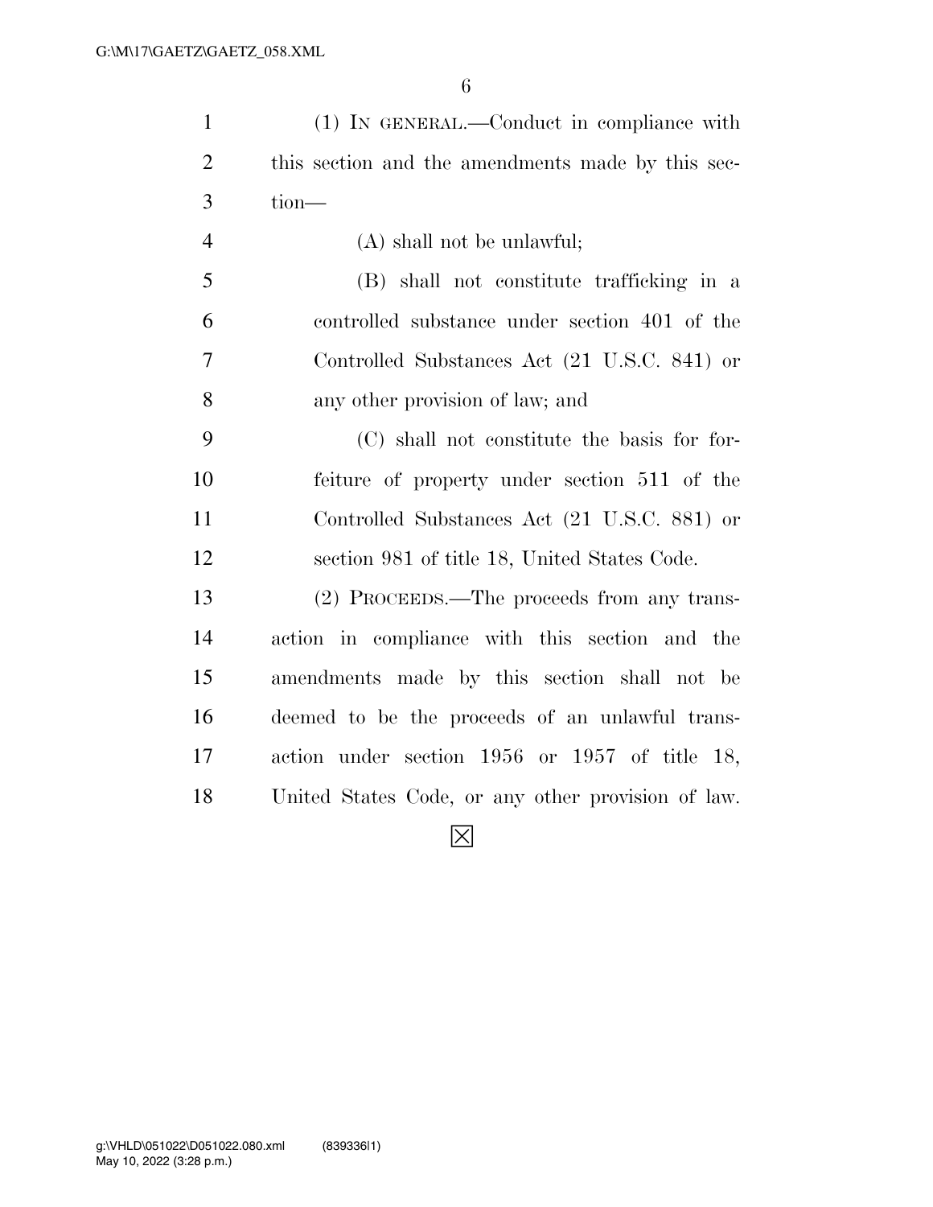(1) IN GENERAL.—Conduct in compliance with this section and the amendments made by this section—

(A) shall not be unlawful;

(B) shall not constitute trafficking in a controlled substance under section 401 of the Controlled Substances Act (21 U.S.C. 841) or any other provision of law; and

(C) shall not constitute the basis for forfeiture of property under section 511 of the Controlled Substances Act (21 U.S.C. 881) or section 981 of title 18, United States Code.

(2) PROCEEDS.—The proceeds from any transaction in compliance with this section and the amendments made by this section shall not be deemed to be the proceeds of an unlawful transaction under section 1956 or 1957 of title 18, United States Code, or any other provision of law.